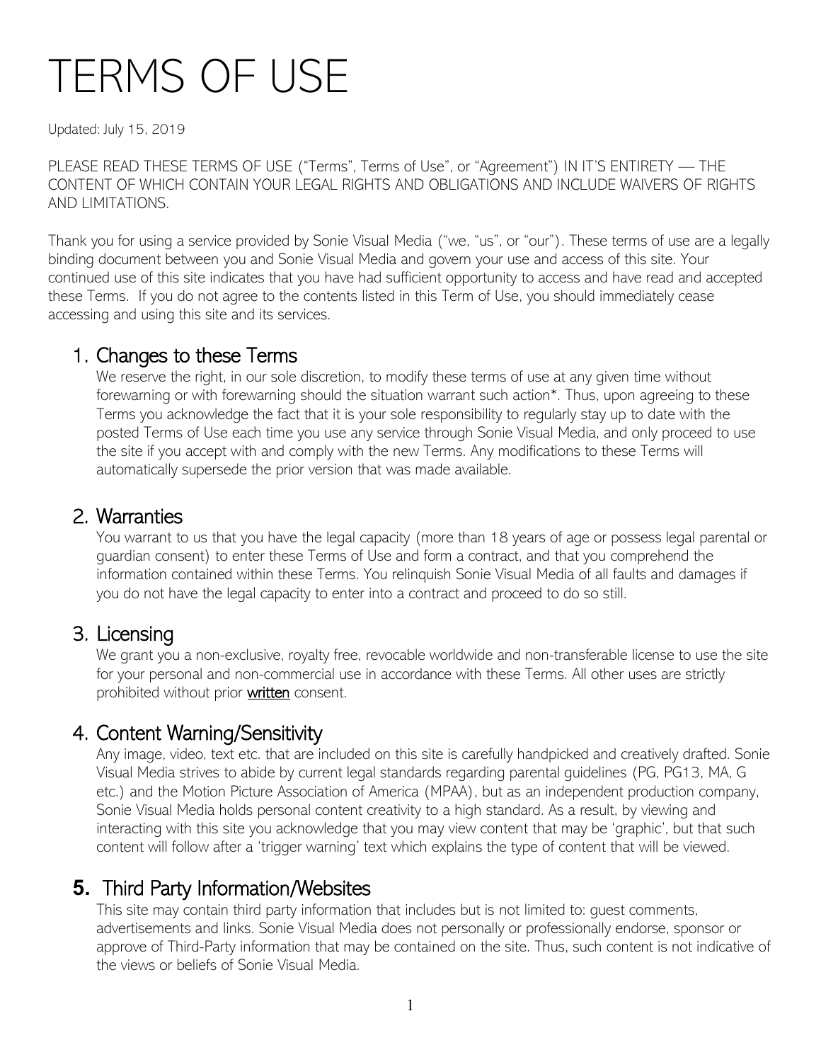# TERMS OF USE

Updated: July 15, 2019

PLEASE READ THESE TERMS OF USE ("Terms", Terms of Use", or "Agreement") IN IT'S ENTIRETY — THE CONTENT OF WHICH CONTAIN YOUR LEGAL RIGHTS AND OBLIGATIONS AND INCLUDE WAIVERS OF RIGHTS AND LIMITATIONS.

Thank you for using a service provided by Sonie Visual Media ("we, "us", or "our"). These terms of use are a legally binding document between you and Sonie Visual Media and govern your use and access of this site. Your continued use of this site indicates that you have had sufficient opportunity to access and have read and accepted these Terms. If you do not agree to the contents listed in this Term of Use, you should immediately cease accessing and using this site and its services.

## 1. Changes to these Terms

We reserve the right, in our sole discretion, to modify these terms of use at any given time without forewarning or with forewarning should the situation warrant such action*. Thus, upon agreeing to these Terms you acknowledge the fact that it is your sole responsibility to regularly stay up to date with the posted Terms of Use each time you use any service through Sonie Visual Media, and only proceed to use the site if you accept with and comply with the new Terms. Any modifications to these Terms will automatically supersede the prior version that was made available.

## 2. Warranties

You warrant to us that you have the legal capacity (more than 18 years of age or possess legal parental or guardian consent) to enter these Terms of Use and form a contract, and that you comprehend the information contained within these Terms. You relinquish Sonie Visual Media of all faults and damages if you do not have the legal capacity to enter into a contract and proceed to do so still.

## 3. Licensing

We grant you a non-exclusive, royalty free, revocable worldwide and non-transferable license to use the site for your personal and non-commercial use in accordance with these Terms. All other uses are strictly prohibited without prior **written** consent.

## 4. Content Warning/Sensitivity

Any image, video, text etc. that are included on this site is carefully handpicked and creatively drafted. Sonie Visual Media strives to abide by current legal standards regarding parental guidelines (PG, PG13, MA, G etc.) and the Motion Picture Association of America (MPAA), but as an independent production company, Sonie Visual Media holds personal content creativity to a high standard. As a result, by viewing and interacting with this site you acknowledge that you may view content that may be 'graphic', but that such content will follow after a 'trigger warning' text which explains the type of content that will be viewed.

## 5. Third Party Information/Websites

This site may contain third party information that includes but is not limited to: guest comments, advertisements and links. Sonie Visual Media does not personally or professionally endorse, sponsor or approve of Third-Party information that may be contained on the site. Thus, such content is not indicative of the views or beliefs of Sonie Visual Media.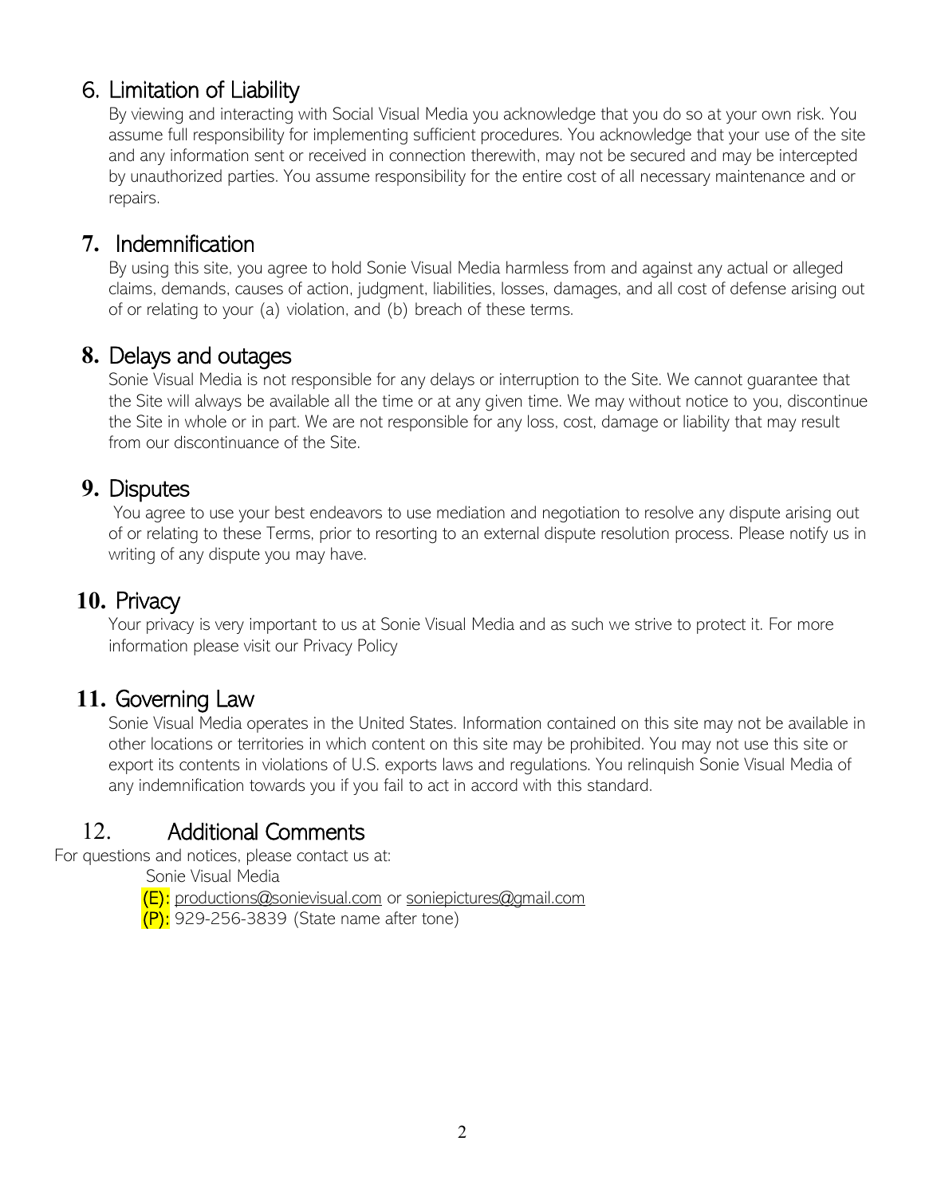## 6. Limitation of Liability

By viewing and interacting with Social Visual Media you acknowledge that you do so at your own risk. You assume full responsibility for implementing sufficient procedures. You acknowledge that your use of the site and any information sent or received in connection therewith, may not be secured and may be intercepted by unauthorized parties. You assume responsibility for the entire cost of all necessary maintenance and or repairs.

## 7. Indemnification

By using this site, you agree to hold Sonie Visual Media harmless from and against any actual or alleged claims, demands, causes of action, judgment, liabilities, losses, damages, and all cost of defense arising out of or relating to your (a) violation, and (b) breach of these terms.

## 8. Delays and outages

Sonie Visual Media is not responsible for any delays or interruption to the Site. We cannot guarantee that the Site will always be available all the time or at any given time. We may without notice to you, discontinue the Site in whole or in part. We are not responsible for any loss, cost, damage or liability that may result from our discontinuance of the Site.

## 9. Disputes

You agree to use your best endeavors to use mediation and negotiation to resolve any dispute arising out of or relating to these Terms, prior to resorting to an external dispute resolution process. Please notify us in writing of any dispute you may have.

## 10. Privacy

Your privacy is very important to us at Sonie Visual Media and as such we strive to protect it. For more information please visit our Privacy Policy

## 11. Governing Law

Sonie Visual Media operates in the United States. Information contained on this site may not be available in other locations or territories in which content on this site may be prohibited. You may not use this site or export its contents in violations of U.S. exports laws and regulations. You relinquish Sonie Visual Media of any indemnification towards you if you fail to act in accord with this standard.

## 12. Additional Comments

For questions and notices, please contact us at:

Sonie Visual Media

(E): productions@sonievisual.com or soniepictures@gmail.com

(P): 929-256-3839 (State name after tone)